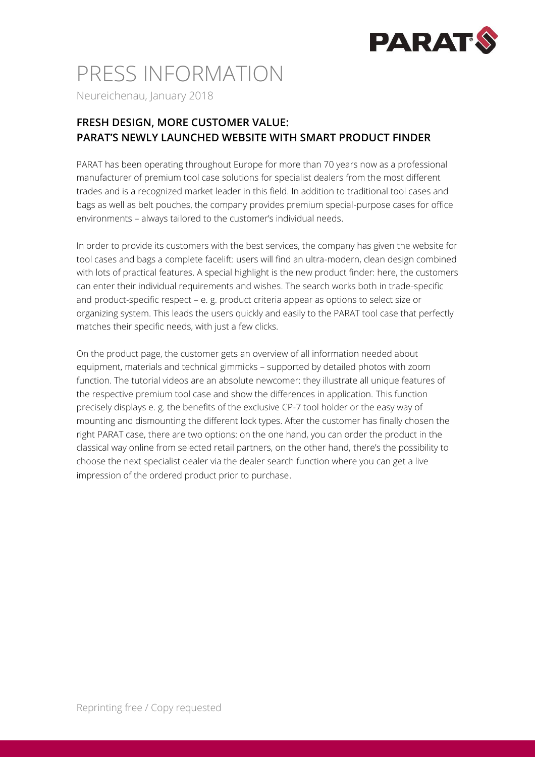# PRESS INFORMATION

Neureichenau, January 2018

## FRESH DESIGN, MORE CUSTOMER VALUE: PARAT'S NEWLY LAUNCHED WEBSITE WITH SMART PRODUCT FINDER

PARAT has been operating throughout Europe for more than 70 years now as a professional manufacturer of premium tool case solutions for specialist dealers from the most different trades and is a recognized market leader in this field. In addition to traditional tool cases and bags as well as belt pouches, the company provides premium special-purpose cases for office environments – always tailored to the customer's individual needs.

In order to provide its customers with the best services, the company has given the website for tool cases and bags a complete facelift: users will find an ultra-modern, clean design combined with lots of practical features. A special highlight is the new product finder: here, the customers can enter their individual requirements and wishes. The search works both in trade-specific and product-specific respect – e. g. product criteria appear as options to select size or organizing system. This leads the users quickly and easily to the PARAT tool case that perfectly matches their specific needs, with just a few clicks.

On the product page, the customer gets an overview of all information needed about equipment, materials and technical gimmicks – supported by detailed photos with zoom function. The tutorial videos are an absolute newcomer: they illustrate all unique features of the respective premium tool case and show the differences in application. This function precisely displays e. g. the benefits of the exclusive CP-7 tool holder or the easy way of mounting and dismounting the different lock types. After the customer has finally chosen the right PARAT case, there are two options: on the one hand, you can order the product in the classical way online from selected retail partners, on the other hand, there's the possibility to choose the next specialist dealer via the dealer search function where you can get a live impression of the ordered product prior to purchase.

Reprinting free / Copy requested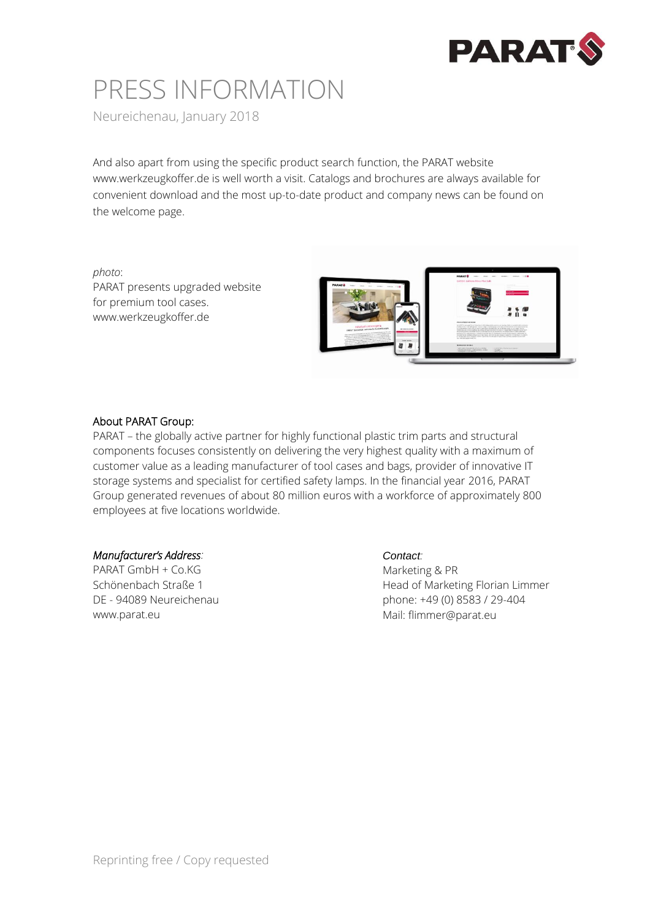# PRESS INFORMATION

Neureichenau, January 2018

And also apart from using the specific product search function, the PARAT website www.werkzeugkoffer.de is well worth a visit. Catalogs and brochures are always available for convenient download and the most up-to-date product and company news can be found on the welcome page.

*photo*:
PARAT presents upgraded website for premium tool cases.
www.werkzeugkoffer.de

About PARAT Group:
PARAT – the globally active partner for highly functional plastic trim parts and structural components focuses consistently on delivering the very highest quality with a maximum of customer value as a leading manufacturer of tool cases and bags, provider of innovative IT storage systems and specialist for certified safety lamps. In the financial year 2016, PARAT Group generated revenues of about 80 million euros with a workforce of approximately 800 employees at five locations worldwide.

***Manufacturer's Address***:
PARAT GmbH + Co.KG
Schönenbach Straße 1
DE - 94089 Neureichenau
www.parat.eu

*Contact:*
Marketing & PR
Head of Marketing Florian Limmer
phone: +49 (0) 8583 / 29-404
Mail: flimmer@parat.eu

Reprinting free / Copy requested